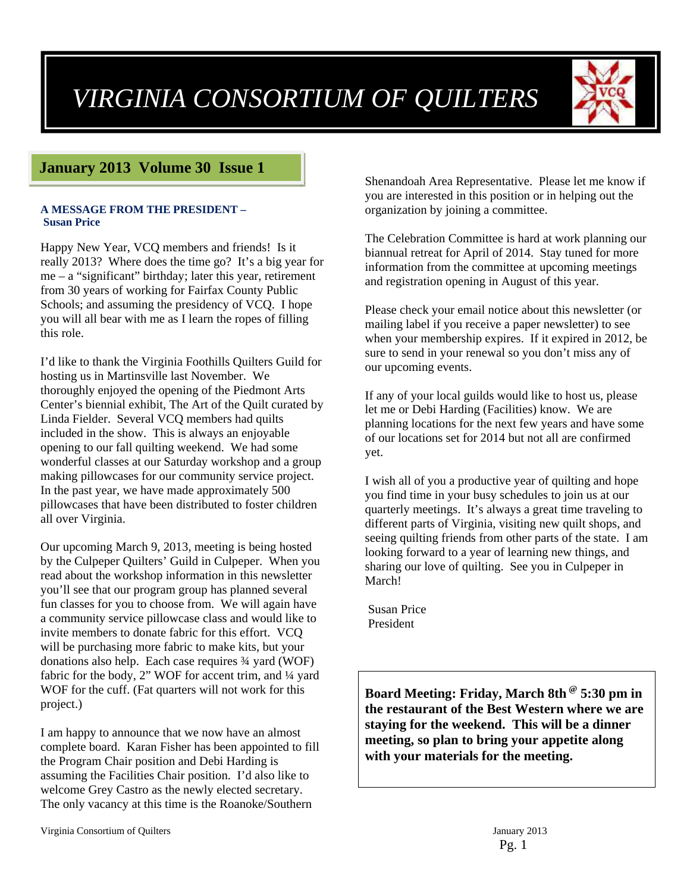# *VIRGINIA CONSORTIUM OF QUILTERS*

## January 2013 Volume 30 Issue 1

### A MESSAGE FROM THE PRESIDENT – Susan Price

Happy New Year, VCQ members and friends! Is it really 2013? Where does the time go? It's a big year for me – a "significant" birthday; later this year, retirement from 30 years of working for Fairfax County Public Schools; and assuming the presidency of VCQ. I hope you will all bear with me as I learn the ropes of filling this role.

I'd like to thank the Virginia Foothills Quilters Guild for hosting us in Martinsville last November. We thoroughly enjoyed the opening of the Piedmont Arts Center's biennial exhibit, The Art of the Quilt curated by Linda Fielder. Several VCQ members had quilts included in the show. This is always an enjoyable opening to our fall quilting weekend. We had some wonderful classes at our Saturday workshop and a group making pillowcases for our community service project. In the past year, we have made approximately 500 pillowcases that have been distributed to foster children all over Virginia.

Our upcoming March 9, 2013, meeting is being hosted by the Culpeper Quilters' Guild in Culpeper. When you read about the workshop information in this newsletter you'll see that our program group has planned several fun classes for you to choose from. We will again have a community service pillowcase class and would like to invite members to donate fabric for this effort. VCQ will be purchasing more fabric to make kits, but your donations also help. Each case requires ¾ yard (WOF) fabric for the body, 2" WOF for accent trim, and ¼ yard WOF for the cuff. (Fat quarters will not work for this project.)

I am happy to announce that we now have an almost complete board. Karan Fisher has been appointed to fill the Program Chair position and Debi Harding is assuming the Facilities Chair position. I'd also like to welcome Grey Castro as the newly elected secretary. The only vacancy at this time is the Roanoke/Southern Shenandoah Area Representative. Please let me know if you are interested in this position or in helping out the organization by joining a committee.

The Celebration Committee is hard at work planning our biannual retreat for April of 2014. Stay tuned for more information from the committee at upcoming meetings and registration opening in August of this year.

Please check your email notice about this newsletter (or mailing label if you receive a paper newsletter) to see when your membership expires. If it expired in 2012, be sure to send in your renewal so you don't miss any of our upcoming events.

If any of your local guilds would like to host us, please let me or Debi Harding (Facilities) know. We are planning locations for the next few years and have some of our locations set for 2014 but not all are confirmed yet.

I wish all of you a productive year of quilting and hope you find time in your busy schedules to join us at our quarterly meetings. It's always a great time traveling to different parts of Virginia, visiting new quilt shops, and seeing quilting friends from other parts of the state. I am looking forward to a year of learning new things, and sharing our love of quilting. See you in Culpeper in March!

Susan Price
President

**Board Meeting: Friday, March 8th @ 5:30 pm in the restaurant of the Best Western where we are staying for the weekend. This will be a dinner meeting, so plan to bring your appetite along with your materials for the meeting.**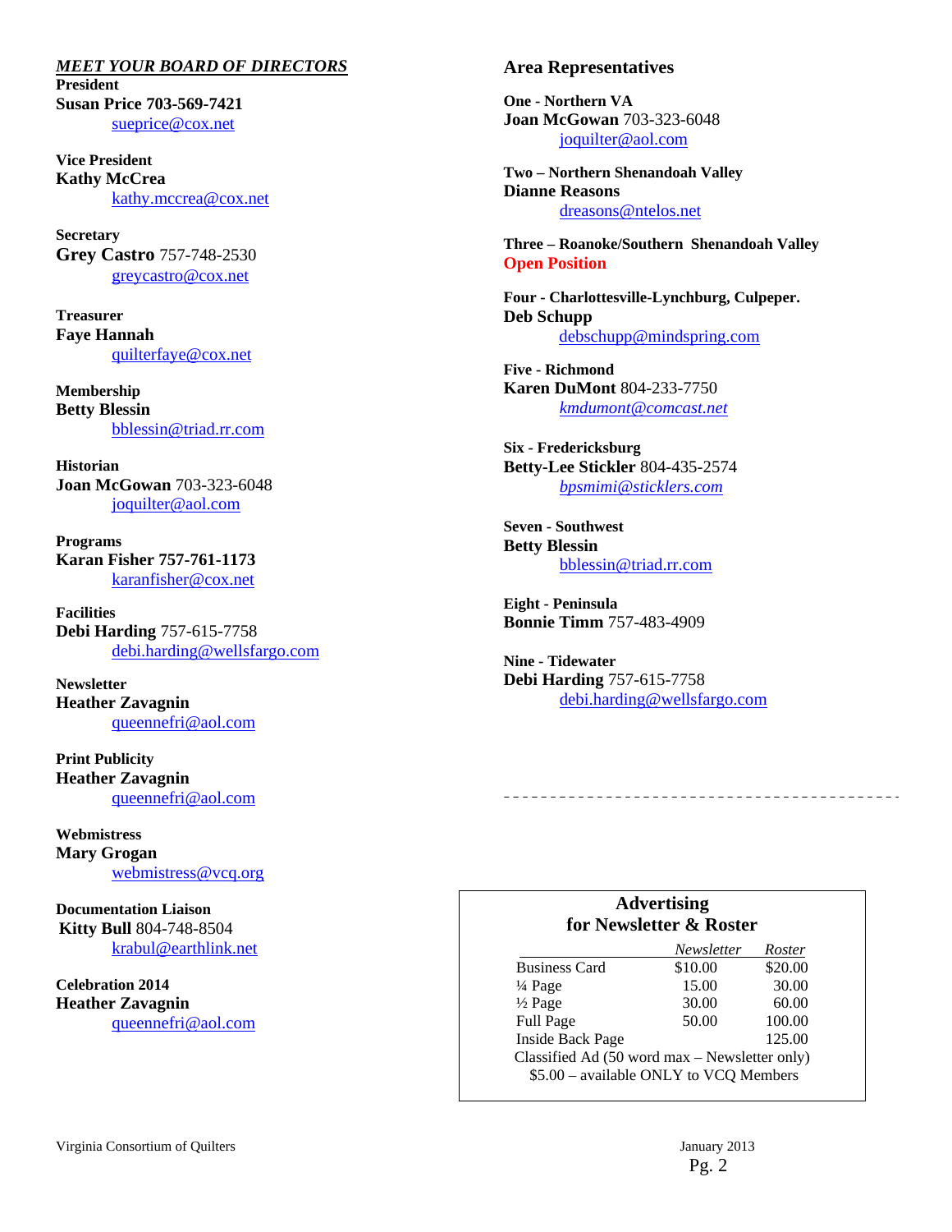## *MEET YOUR BOARD OF DIRECTORS*

**President**
**Susan Price 703-569-7421**
sueprice@cox.net

**Vice President**
**Kathy McCrea**
kathy.mccrea@cox.net

**Secretary**
**Grey Castro** 757-748-2530
greycastro@cox.net

**Treasurer**
**Faye Hannah**
quilterfaye@cox.net

**Membership**
**Betty Blessin**
bblessin@triad.rr.com

**Historian**
**Joan McGowan** 703-323-6048
joquilter@aol.com

**Programs**
**Karan Fisher 757-761-1173**
karanfisher@cox.net

**Facilities**
**Debi Harding** 757-615-7758
debi.harding@wellsfargo.com

**Newsletter**
**Heather Zavagnin**
queennefri@aol.com

**Print Publicity**
**Heather Zavagnin**
queennefri@aol.com

**Webmistress**
**Mary Grogan**
webmistress@vcq.org

**Documentation Liaison**
**Kitty Bull** 804-748-8504
krabul@earthlink.net

**Celebration 2014**
**Heather Zavagnin**
queennefri@aol.com

## Area Representatives

**One - Northern VA**
**Joan McGowan** 703-323-6048
joquilter@aol.com

**Two – Northern Shenandoah Valley**
**Dianne Reasons**
dreasons@ntelos.net

**Three – Roanoke/Southern Shenandoah Valley**
**Open Position**

**Four - Charlottesville-Lynchburg, Culpeper.**
**Deb Schupp**
debschupp@mindspring.com

**Five - Richmond**
**Karen DuMont** 804-233-7750
*kmdumont@comcast.net*

**Six - Fredericksburg**
**Betty-Lee Stickler** 804-435-2574
*bpsmimi@sticklers.com*

**Seven - Southwest**
**Betty Blessin**
bblessin@triad.rr.com

**Eight - Peninsula**
**Bonnie Timm** 757-483-4909

**Nine - Tidewater**
**Debi Harding** 757-615-7758
debi.harding@wellsfargo.com

### Advertising for Newsletter & Roster

| | *Newsletter* | *Roster* |
|---|---|---|
| Business Card | $10.00 | $20.00 |
| ¼ Page | 15.00 | 30.00 |
| ½ Page | 30.00 | 60.00 |
| Full Page | 50.00 | 100.00 |
| Inside Back Page | | 125.00 |

Classified Ad (50 word max – Newsletter only)
$5.00 – available ONLY to VCQ Members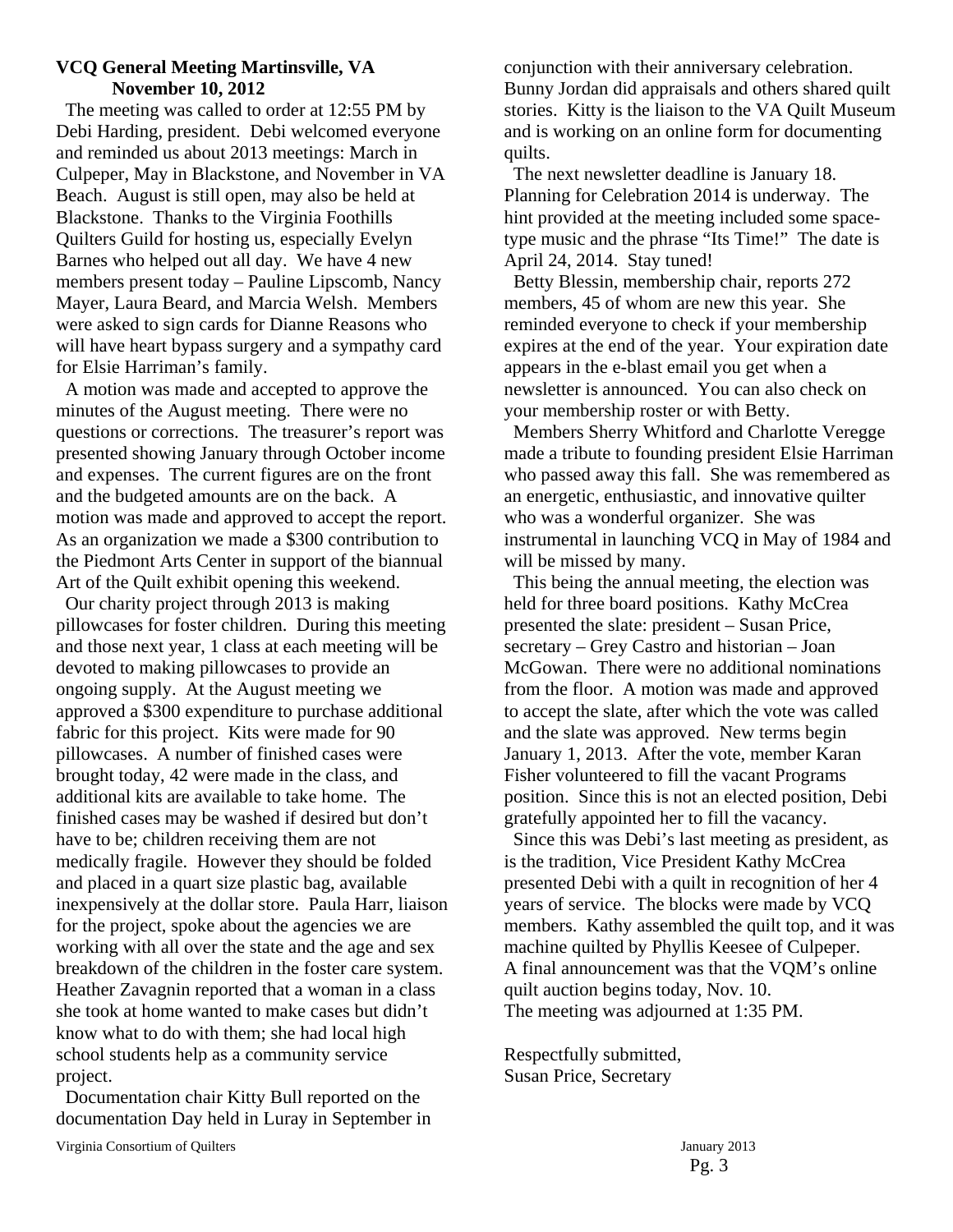**VCQ General Meeting Martinsville, VA**
**November 10, 2012**

The meeting was called to order at 12:55 PM by Debi Harding, president. Debi welcomed everyone and reminded us about 2013 meetings: March in Culpeper, May in Blackstone, and November in VA Beach. August is still open, may also be held at Blackstone. Thanks to the Virginia Foothills Quilters Guild for hosting us, especially Evelyn Barnes who helped out all day. We have 4 new members present today – Pauline Lipscomb, Nancy Mayer, Laura Beard, and Marcia Welsh. Members were asked to sign cards for Dianne Reasons who will have heart bypass surgery and a sympathy card for Elsie Harriman's family.

A motion was made and accepted to approve the minutes of the August meeting. There were no questions or corrections. The treasurer's report was presented showing January through October income and expenses. The current figures are on the front and the budgeted amounts are on the back. A motion was made and approved to accept the report. As an organization we made a $300 contribution to the Piedmont Arts Center in support of the biannual Art of the Quilt exhibit opening this weekend.

Our charity project through 2013 is making pillowcases for foster children. During this meeting and those next year, 1 class at each meeting will be devoted to making pillowcases to provide an ongoing supply. At the August meeting we approved a $300 expenditure to purchase additional fabric for this project. Kits were made for 90 pillowcases. A number of finished cases were brought today, 42 were made in the class, and additional kits are available to take home. The finished cases may be washed if desired but don't have to be; children receiving them are not medically fragile. However they should be folded and placed in a quart size plastic bag, available inexpensively at the dollar store. Paula Harr, liaison for the project, spoke about the agencies we are working with all over the state and the age and sex breakdown of the children in the foster care system. Heather Zavagnin reported that a woman in a class she took at home wanted to make cases but didn't know what to do with them; she had local high school students help as a community service project.

Documentation chair Kitty Bull reported on the documentation Day held in Luray in September in conjunction with their anniversary celebration. Bunny Jordan did appraisals and others shared quilt stories. Kitty is the liaison to the VA Quilt Museum and is working on an online form for documenting quilts.

The next newsletter deadline is January 18. Planning for Celebration 2014 is underway. The hint provided at the meeting included some space-type music and the phrase "Its Time!" The date is April 24, 2014. Stay tuned!

Betty Blessin, membership chair, reports 272 members, 45 of whom are new this year. She reminded everyone to check if your membership expires at the end of the year. Your expiration date appears in the e-blast email you get when a newsletter is announced. You can also check on your membership roster or with Betty.

Members Sherry Whitford and Charlotte Veregge made a tribute to founding president Elsie Harriman who passed away this fall. She was remembered as an energetic, enthusiastic, and innovative quilter who was a wonderful organizer. She was instrumental in launching VCQ in May of 1984 and will be missed by many.

This being the annual meeting, the election was held for three board positions. Kathy McCrea presented the slate: president – Susan Price, secretary – Grey Castro and historian – Joan McGowan. There were no additional nominations from the floor. A motion was made and approved to accept the slate, after which the vote was called and the slate was approved. New terms begin January 1, 2013. After the vote, member Karan Fisher volunteered to fill the vacant Programs position. Since this is not an elected position, Debi gratefully appointed her to fill the vacancy.

Since this was Debi's last meeting as president, as is the tradition, Vice President Kathy McCrea presented Debi with a quilt in recognition of her 4 years of service. The blocks were made by VCQ members. Kathy assembled the quilt top, and it was machine quilted by Phyllis Keesee of Culpeper.
A final announcement was that the VQM's online quilt auction begins today, Nov. 10.
The meeting was adjourned at 1:35 PM.

Respectfully submitted,
Susan Price, Secretary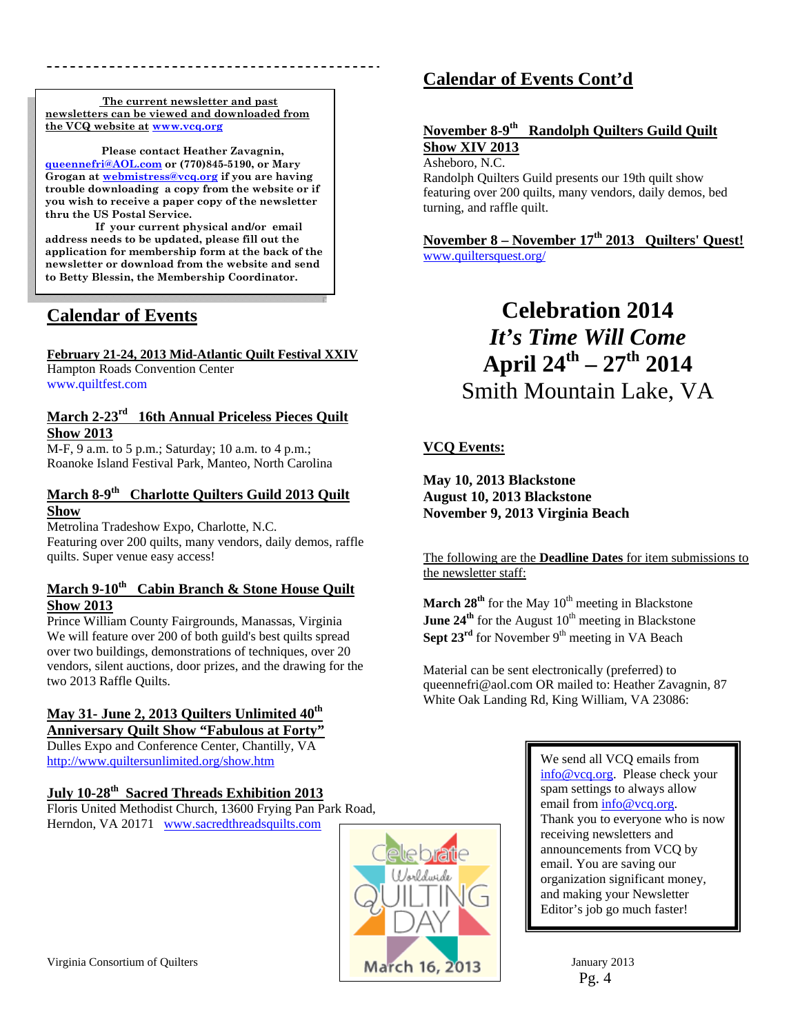**The current newsletter and past newsletters can be viewed and downloaded from the VCQ website at www.vcq.org**

**Please contact Heather Zavagnin, queennefri@AOL.com or (770)845-5190, or Mary Grogan at webmistress@vcq.org if you are having trouble downloading a copy from the website or if you wish to receive a paper copy of the newsletter thru the US Postal Service.**

**If your current physical and/or email address needs to be updated, please fill out the application for membership form at the back of the newsletter or download from the website and send to Betty Blessin, the Membership Coordinator.**

## Calendar of Events

**February 21-24, 2013 Mid-Atlantic Quilt Festival XXIV**
Hampton Roads Convention Center
www.quiltfest.com

**March 2-23rd 16th Annual Priceless Pieces Quilt Show 2013**
M-F, 9 a.m. to 5 p.m.; Saturday; 10 a.m. to 4 p.m.;
Roanoke Island Festival Park, Manteo, North Carolina

**March 8-9th Charlotte Quilters Guild 2013 Quilt Show**
Metrolina Tradeshow Expo, Charlotte, N.C.
Featuring over 200 quilts, many vendors, daily demos, raffle quilts. Super venue easy access!

**March 9-10th Cabin Branch & Stone House Quilt Show 2013**
Prince William County Fairgrounds, Manassas, Virginia
We will feature over 200 of both guild's best quilts spread over two buildings, demonstrations of techniques, over 20 vendors, silent auctions, door prizes, and the drawing for the two 2013 Raffle Quilts.

**May 31- June 2, 2013 Quilters Unlimited 40th Anniversary Quilt Show "Fabulous at Forty"**
Dulles Expo and Conference Center, Chantilly, VA
http://www.quiltersunlimited.org/show.htm

**July 10-28th Sacred Threads Exhibition 2013**
Floris United Methodist Church, 13600 Frying Pan Park Road, Herndon, VA 20171 www.sacredthreadsquilts.com

Celebrate Worldwide Quilting Day
March 16, 2013

## Calendar of Events Cont'd

**November 8-9th Randolph Quilters Guild Quilt Show XIV 2013**
Asheboro, N.C.
Randolph Quilters Guild presents our 19th quilt show featuring over 200 quilts, many vendors, daily demos, bed turning, and raffle quilt.

**November 8 – November 17th 2013 Quilters' Quest!**
www.quiltersquest.org/

# Celebration 2014
## *It's Time Will Come*
## April 24th – 27th 2014
Smith Mountain Lake, VA

**VCQ Events:**

**May 10, 2013 Blackstone**
**August 10, 2013 Blackstone**
**November 9, 2013 Virginia Beach**

The following are the **Deadline Dates** for item submissions to the newsletter staff:

**March 28th** for the May 10th meeting in Blackstone
**June 24th** for the August 10th meeting in Blackstone
**Sept 23rd** for November 9th meeting in VA Beach

Material can be sent electronically (preferred) to queennefri@aol.com OR mailed to: Heather Zavagnin, 87 White Oak Landing Rd, King William, VA 23086:

We send all VCQ emails from info@vcq.org. Please check your spam settings to always allow email from info@vcq.org. Thank you to everyone who is now receiving newsletters and announcements from VCQ by email. You are saving our organization significant money, and making your Newsletter Editor's job go much faster!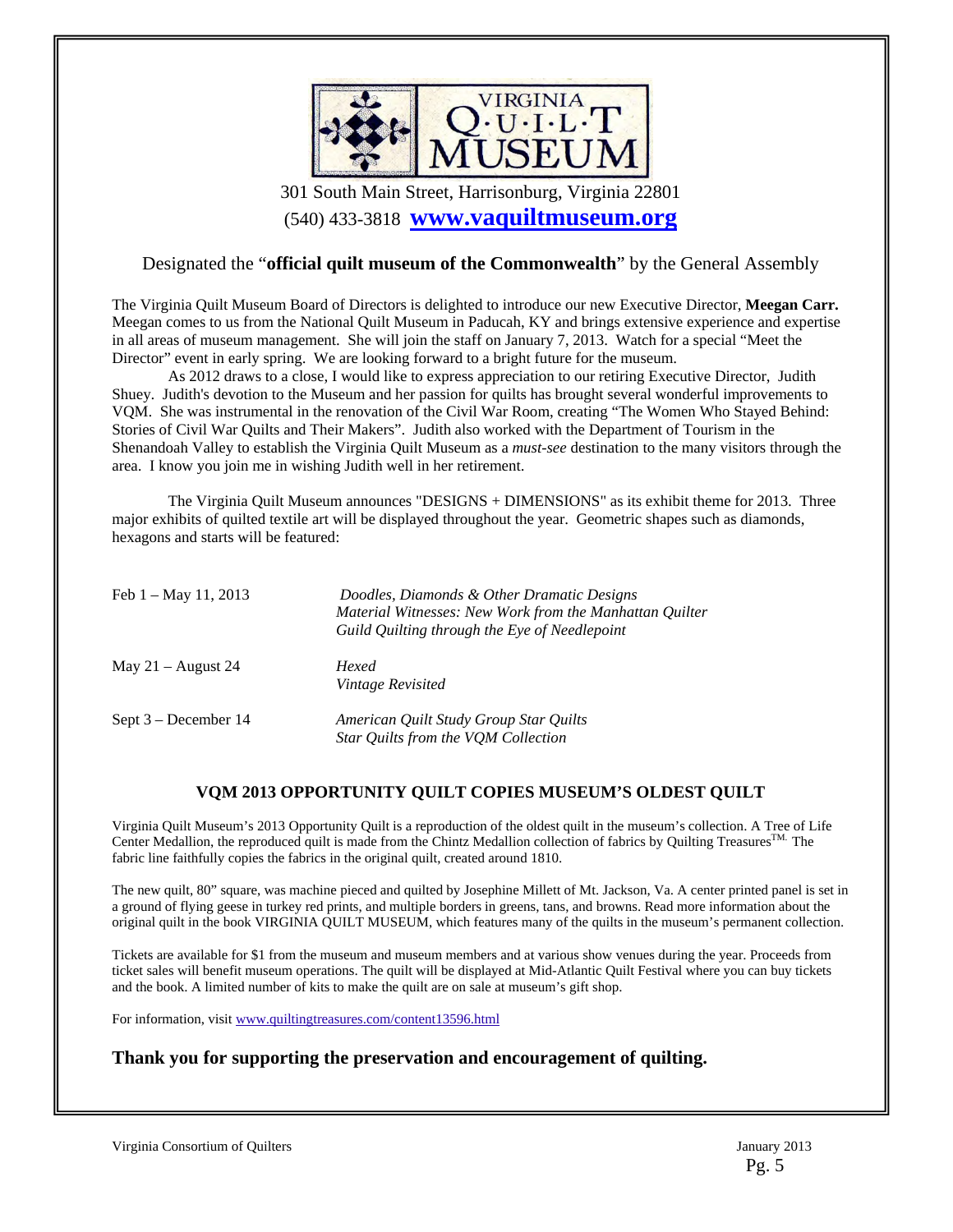# VIRGINIA QUILT MUSEUM

301 South Main Street, Harrisonburg, Virginia 22801

(540) 433-3818 **www.vaquiltmuseum.org**

Designated the "**official quilt museum of the Commonwealth**" by the General Assembly

The Virginia Quilt Museum Board of Directors is delighted to introduce our new Executive Director, **Meegan Carr.** Meegan comes to us from the National Quilt Museum in Paducah, KY and brings extensive experience and expertise in all areas of museum management. She will join the staff on January 7, 2013. Watch for a special "Meet the Director" event in early spring. We are looking forward to a bright future for the museum.

As 2012 draws to a close, I would like to express appreciation to our retiring Executive Director, Judith Shuey. Judith's devotion to the Museum and her passion for quilts has brought several wonderful improvements to VQM. She was instrumental in the renovation of the Civil War Room, creating "The Women Who Stayed Behind: Stories of Civil War Quilts and Their Makers". Judith also worked with the Department of Tourism in the Shenandoah Valley to establish the Virginia Quilt Museum as a *must-see* destination to the many visitors through the area. I know you join me in wishing Judith well in her retirement.

The Virginia Quilt Museum announces "DESIGNS + DIMENSIONS" as its exhibit theme for 2013. Three major exhibits of quilted textile art will be displayed throughout the year. Geometric shapes such as diamonds, hexagons and starts will be featured:

| | |
|---|---|
| Feb 1 – May 11, 2013 | *Doodles, Diamonds & Other Dramatic Designs*<br>*Material Witnesses: New Work from the Manhattan Quilter Guild Quilting through the Eye of Needlepoint* |
| May 21 – August 24 | *Hexed*<br>*Vintage Revisited* |
| Sept 3 – December 14 | *American Quilt Study Group Star Quilts*<br>*Star Quilts from the VQM Collection* |

## VQM 2013 OPPORTUNITY QUILT COPIES MUSEUM'S OLDEST QUILT

Virginia Quilt Museum's 2013 Opportunity Quilt is a reproduction of the oldest quilt in the museum's collection. A Tree of Life Center Medallion, the reproduced quilt is made from the Chintz Medallion collection of fabrics by Quilting Treasures™. The fabric line faithfully copies the fabrics in the original quilt, created around 1810.

The new quilt, 80" square, was machine pieced and quilted by Josephine Millett of Mt. Jackson, Va. A center printed panel is set in a ground of flying geese in turkey red prints, and multiple borders in greens, tans, and browns. Read more information about the original quilt in the book VIRGINIA QUILT MUSEUM, which features many of the quilts in the museum's permanent collection.

Tickets are available for $1 from the museum and museum members and at various show venues during the year. Proceeds from ticket sales will benefit museum operations. The quilt will be displayed at Mid-Atlantic Quilt Festival where you can buy tickets and the book. A limited number of kits to make the quilt are on sale at museum's gift shop.

For information, visit www.quiltingtreasures.com/content13596.html

**Thank you for supporting the preservation and encouragement of quilting.**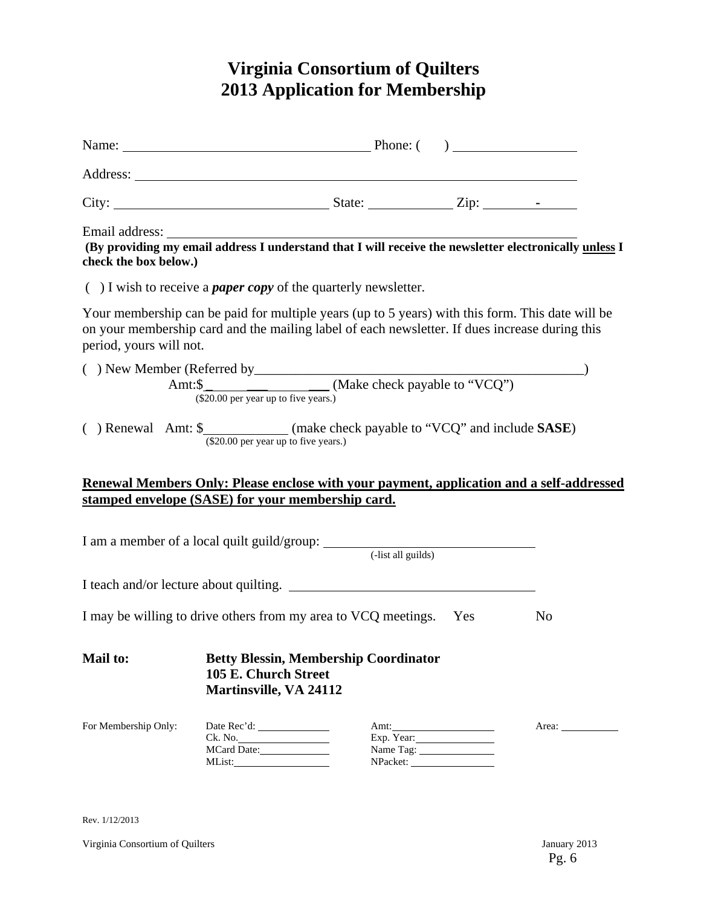# Virginia Consortium of Quilters
# 2013 Application for Membership

Name: ______________________________ Phone: (     ) ______________

Address: ____________________________________________________

City: __________________________ State: __________ Zip: ______-______

Email address: ________________________________________________

**(By providing my email address I understand that I will receive the newsletter electronically <u>unless</u> I check the box below.)**

(   ) I wish to receive a ***paper copy*** of the quarterly newsletter.

Your membership can be paid for multiple years (up to 5 years) with this form. This date will be on your membership card and the mailing label of each newsletter. If dues increase during this period, yours will not.

(   ) New Member (Referred by________________________________________)

Amt:$____________ (Make check payable to "VCQ")
($20.00 per year up to five years.)

(   ) Renewal   Amt: $__________ (make check payable to "VCQ" and include **SASE**)
($20.00 per year up to five years.)

**<u>Renewal Members Only: Please enclose with your payment, application and a self-addressed stamped envelope (SASE) for your membership card.</u>**

I am a member of a local quilt guild/group: ___________________________
(-list all guilds)

I teach and/or lecture about quilting. ________________________________

I may be willing to drive others from my area to VCQ meetings.   Yes   No

**Mail to:** **Betty Blessin, Membership Coordinator**
**105 E. Church Street**
**Martinsville, VA 24112**

For Membership Only:

| Date Rec'd: ________ | Amt: ________ | Area: ________ |
|---|---|---|
| Ck. No. ________ | Exp. Year: ________ | |
| MCard Date: ________ | Name Tag: ________ | |
| MList: ________ | NPacket: ________ | |

Rev. 1/12/2013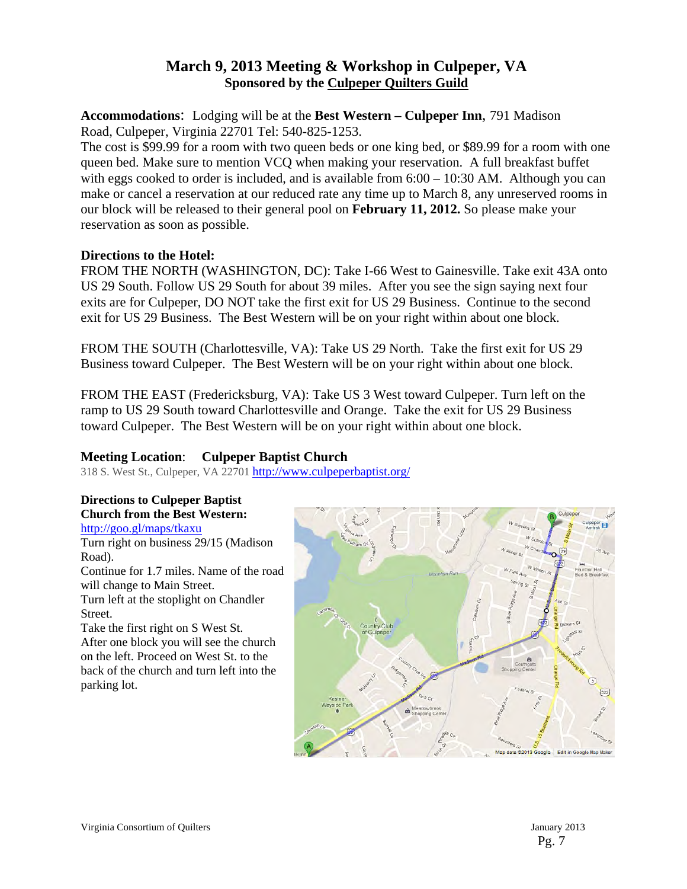# March 9, 2013 Meeting & Workshop in Culpeper, VA

**Sponsored by the Culpeper Quilters Guild**

**Accommodations**: Lodging will be at the **Best Western – Culpeper Inn**, 791 Madison Road, Culpeper, Virginia 22701 Tel: 540-825-1253.

The cost is $99.99 for a room with two queen beds or one king bed, or $89.99 for a room with one queen bed. Make sure to mention VCQ when making your reservation. A full breakfast buffet with eggs cooked to order is included, and is available from 6:00 – 10:30 AM. Although you can make or cancel a reservation at our reduced rate any time up to March 8, any unreserved rooms in our block will be released to their general pool on **February 11, 2012.** So please make your reservation as soon as possible.

**Directions to the Hotel:**

FROM THE NORTH (WASHINGTON, DC): Take I-66 West to Gainesville. Take exit 43A onto US 29 South. Follow US 29 South for about 39 miles. After you see the sign saying next four exits are for Culpeper, DO NOT take the first exit for US 29 Business. Continue to the second exit for US 29 Business. The Best Western will be on your right within about one block.

FROM THE SOUTH (Charlottesville, VA): Take US 29 North. Take the first exit for US 29 Business toward Culpeper. The Best Western will be on your right within about one block.

FROM THE EAST (Fredericksburg, VA): Take US 3 West toward Culpeper. Turn left on the ramp to US 29 South toward Charlottesville and Orange. Take the exit for US 29 Business toward Culpeper. The Best Western will be on your right within about one block.

**Meeting Location**: **Culpeper Baptist Church**

318 S. West St., Culpeper, VA 22701 http://www.culpeperbaptist.org/

**Directions to Culpeper Baptist Church from the Best Western:**

http://goo.gl/maps/tkaxu

Turn right on business 29/15 (Madison Road).

Continue for 1.7 miles. Name of the road will change to Main Street.

Turn left at the stoplight on Chandler Street.

Take the first right on S West St.

After one block you will see the church on the left. Proceed on West St. to the back of the church and turn left into the parking lot.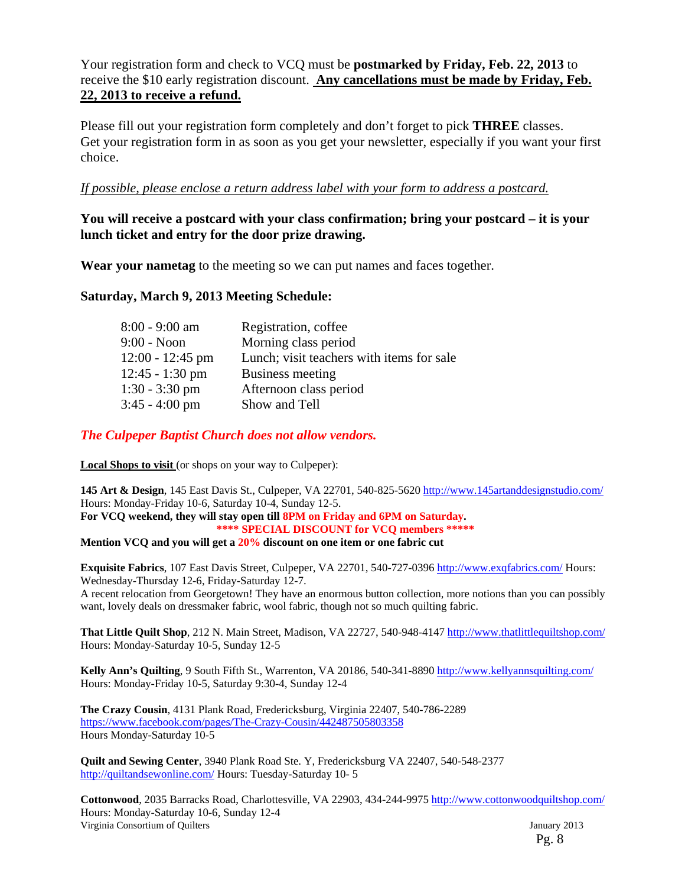Your registration form and check to VCQ must be **postmarked by Friday, Feb. 22, 2013** to receive the $10 early registration discount. **Any cancellations must be made by Friday, Feb. 22, 2013 to receive a refund.**

Please fill out your registration form completely and don't forget to pick **THREE** classes. Get your registration form in as soon as you get your newsletter, especially if you want your first choice.

*If possible, please enclose a return address label with your form to address a postcard.*

**You will receive a postcard with your class confirmation; bring your postcard – it is your lunch ticket and entry for the door prize drawing.**

**Wear your nametag** to the meeting so we can put names and faces together.

**Saturday, March 9, 2013 Meeting Schedule:**

| | |
|---|---|
| 8:00 - 9:00 am | Registration, coffee |
| 9:00 - Noon | Morning class period |
| 12:00 - 12:45 pm | Lunch; visit teachers with items for sale |
| 12:45 - 1:30 pm | Business meeting |
| 1:30 - 3:30 pm | Afternoon class period |
| 3:45 - 4:00 pm | Show and Tell |

***The Culpeper Baptist Church does not allow vendors.***

**Local Shops to visit** (or shops on your way to Culpeper):

**145 Art & Design**, 145 East Davis St., Culpeper, VA 22701, 540-825-5620 http://www.145artanddesignstudio.com/ Hours: Monday-Friday 10-6, Saturday 10-4, Sunday 12-5.
**For VCQ weekend, they will stay open till 8PM on Friday and 6PM on Saturday.**
**\*\*\*\* SPECIAL DISCOUNT for VCQ members \*\*\*\*\***
**Mention VCQ and you will get a 20% discount on one item or one fabric cut**

**Exquisite Fabrics**, 107 East Davis Street, Culpeper, VA 22701, 540-727-0396 http://www.exqfabrics.com/ Hours: Wednesday-Thursday 12-6, Friday-Saturday 12-7.
A recent relocation from Georgetown! They have an enormous button collection, more notions than you can possibly want, lovely deals on dressmaker fabric, wool fabric, though not so much quilting fabric.

**That Little Quilt Shop**, 212 N. Main Street, Madison, VA 22727, 540-948-4147 http://www.thatlittlequiltshop.com/ Hours: Monday-Saturday 10-5, Sunday 12-5

**Kelly Ann's Quilting**, 9 South Fifth St., Warrenton, VA 20186, 540-341-8890 http://www.kellyannsquilting.com/ Hours: Monday-Friday 10-5, Saturday 9:30-4, Sunday 12-4

**The Crazy Cousin**, 4131 Plank Road, Fredericksburg, Virginia 22407, 540-786-2289 https://www.facebook.com/pages/The-Crazy-Cousin/442487505803358 Hours Monday-Saturday 10-5

**Quilt and Sewing Center**, 3940 Plank Road Ste. Y, Fredericksburg VA 22407, 540-548-2377 http://quiltandsewonline.com/ Hours: Tuesday-Saturday 10- 5

**Cottonwood**, 2035 Barracks Road, Charlottesville, VA 22903, 434-244-9975 http://www.cottonwoodquiltshop.com/ Hours: Monday-Saturday 10-6, Sunday 12-4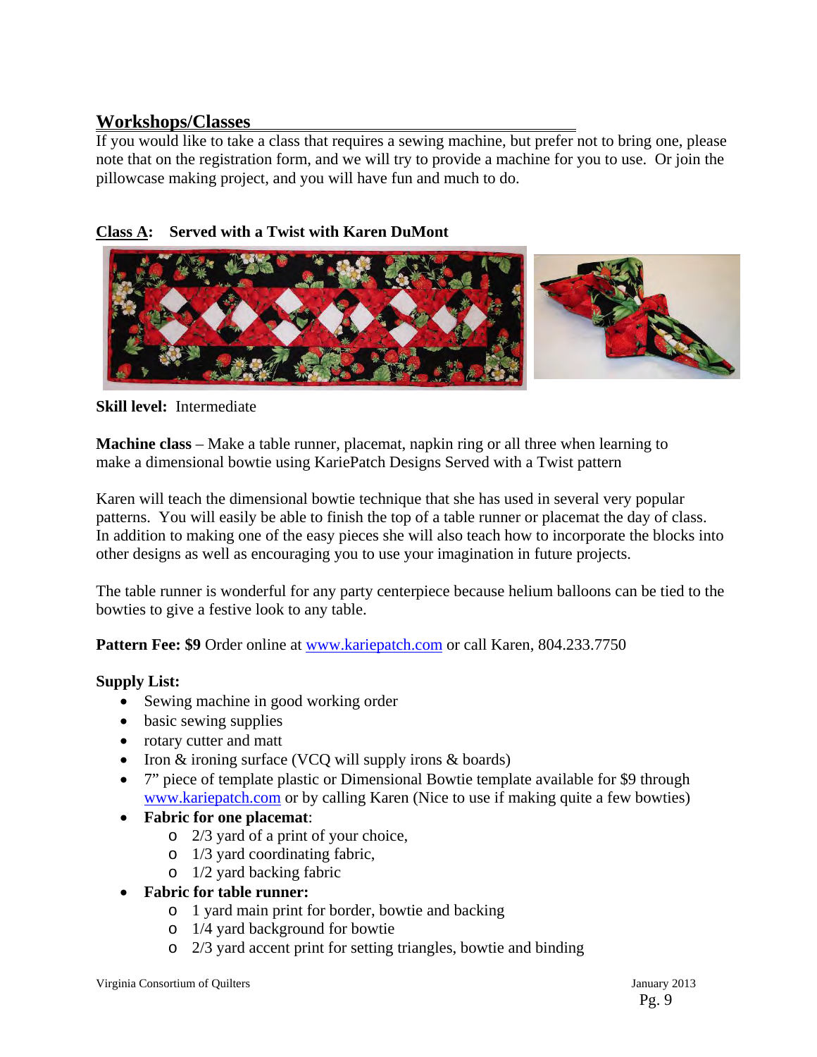## Workshops/Classes

If you would like to take a class that requires a sewing machine, but prefer not to bring one, please note that on the registration form, and we will try to provide a machine for you to use. Or join the pillowcase making project, and you will have fun and much to do.

### Class A: Served with a Twist with Karen DuMont

**Skill level:** Intermediate

**Machine class** – Make a table runner, placemat, napkin ring or all three when learning to make a dimensional bowtie using KariePatch Designs Served with a Twist pattern

Karen will teach the dimensional bowtie technique that she has used in several very popular patterns. You will easily be able to finish the top of a table runner or placemat the day of class. In addition to making one of the easy pieces she will also teach how to incorporate the blocks into other designs as well as encouraging you to use your imagination in future projects.

The table runner is wonderful for any party centerpiece because helium balloons can be tied to the bowties to give a festive look to any table.

**Pattern Fee: $9** Order online at www.kariepatch.com or call Karen, 804.233.7750

**Supply List:**

- Sewing machine in good working order
- basic sewing supplies
- rotary cutter and matt
- Iron & ironing surface (VCQ will supply irons & boards)
- 7" piece of template plastic or Dimensional Bowtie template available for $9 through www.kariepatch.com or by calling Karen (Nice to use if making quite a few bowties)
- **Fabric for one placemat**:
  - 2/3 yard of a print of your choice,
  - 1/3 yard coordinating fabric,
  - 1/2 yard backing fabric
- **Fabric for table runner:**
  - 1 yard main print for border, bowtie and backing
  - 1/4 yard background for bowtie
  - 2/3 yard accent print for setting triangles, bowtie and binding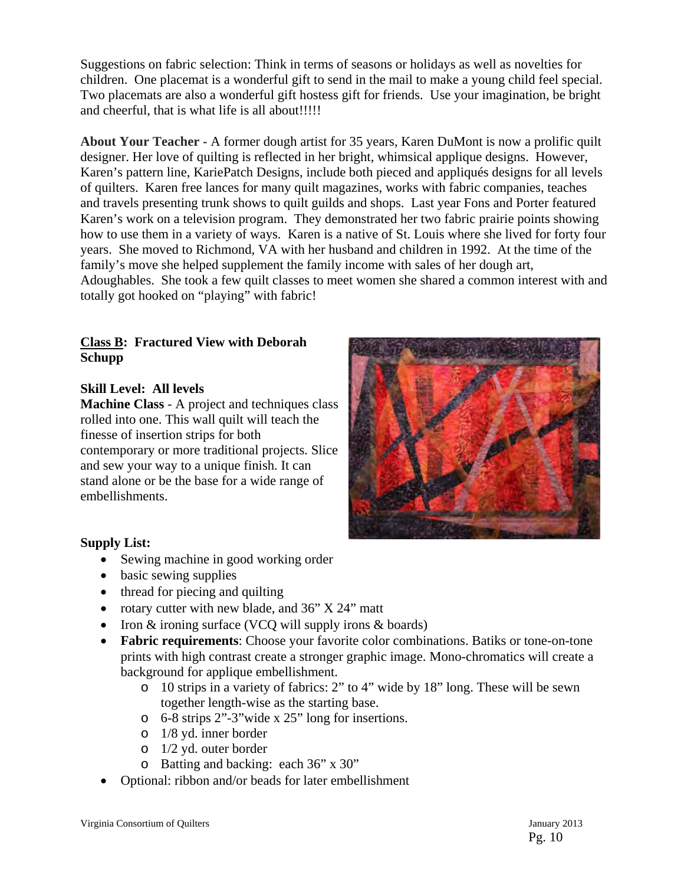Suggestions on fabric selection: Think in terms of seasons or holidays as well as novelties for children. One placemat is a wonderful gift to send in the mail to make a young child feel special. Two placemats are also a wonderful gift hostess gift for friends. Use your imagination, be bright and cheerful, that is what life is all about!!!!!

**About Your Teacher** - A former dough artist for 35 years, Karen DuMont is now a prolific quilt designer. Her love of quilting is reflected in her bright, whimsical applique designs. However, Karen's pattern line, KariePatch Designs, include both pieced and appliqués designs for all levels of quilters. Karen free lances for many quilt magazines, works with fabric companies, teaches and travels presenting trunk shows to quilt guilds and shops. Last year Fons and Porter featured Karen's work on a television program. They demonstrated her two fabric prairie points showing how to use them in a variety of ways. Karen is a native of St. Louis where she lived for forty four years. She moved to Richmond, VA with her husband and children in 1992. At the time of the family's move she helped supplement the family income with sales of her dough art, Adoughables. She took a few quilt classes to meet women she shared a common interest with and totally got hooked on "playing" with fabric!

**<u>Class B</u>: Fractured View with Deborah Schupp**

**Skill Level: All levels**

**Machine Class** - A project and techniques class rolled into one. This wall quilt will teach the finesse of insertion strips for both contemporary or more traditional projects. Slice and sew your way to a unique finish. It can stand alone or be the base for a wide range of embellishments.

**Supply List:**

- Sewing machine in good working order
- basic sewing supplies
- thread for piecing and quilting
- rotary cutter with new blade, and 36" X 24" matt
- Iron & ironing surface (VCQ will supply irons & boards)
- **Fabric requirements**: Choose your favorite color combinations. Batiks or tone-on-tone prints with high contrast create a stronger graphic image. Mono-chromatics will create a background for applique embellishment.
  - 10 strips in a variety of fabrics: 2" to 4" wide by 18" long. These will be sewn together length-wise as the starting base.
  - 6-8 strips 2"-3"wide x 25" long for insertions.
  - 1/8 yd. inner border
  - 1/2 yd. outer border
  - Batting and backing: each 36" x 30"
- Optional: ribbon and/or beads for later embellishment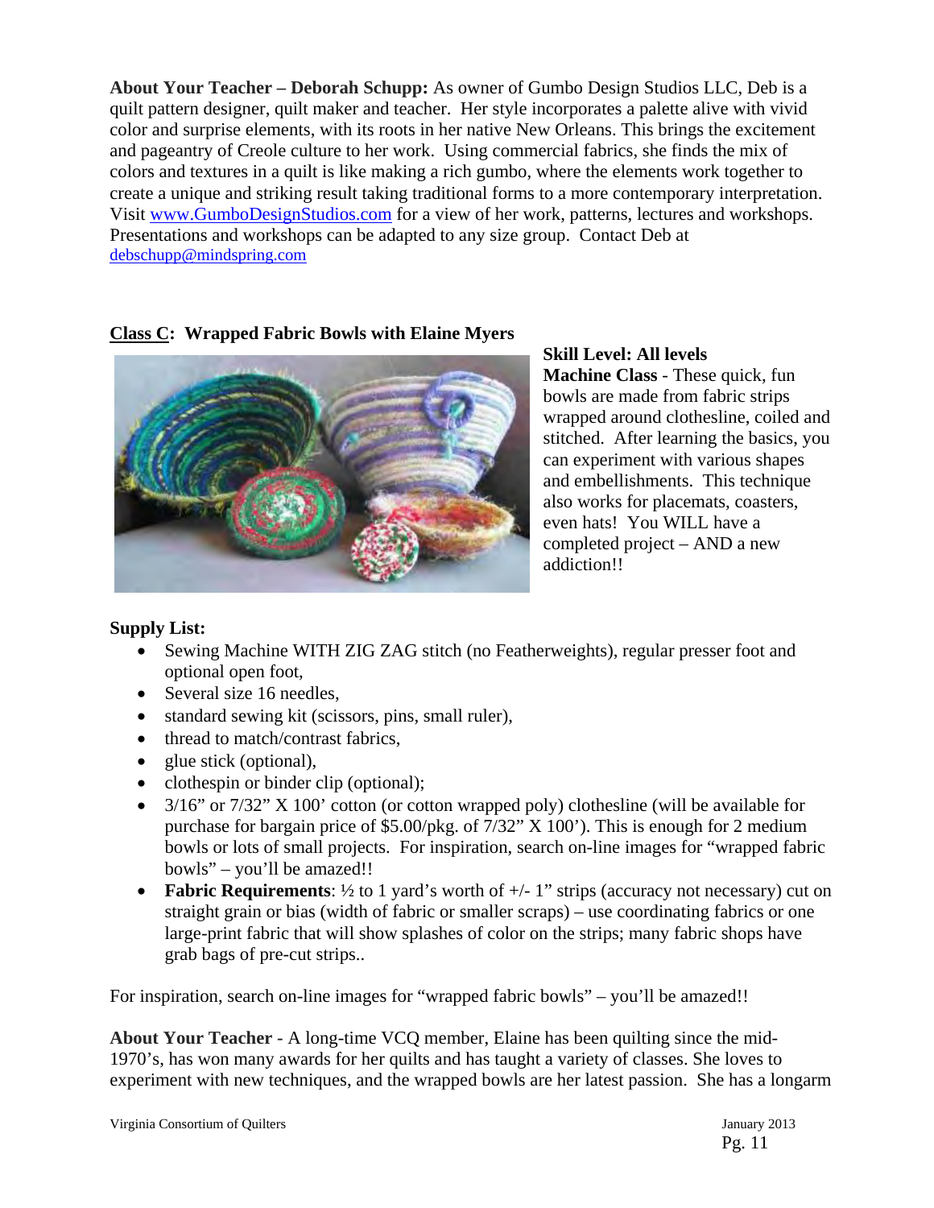**About Your Teacher – Deborah Schupp:** As owner of Gumbo Design Studios LLC, Deb is a quilt pattern designer, quilt maker and teacher. Her style incorporates a palette alive with vivid color and surprise elements, with its roots in her native New Orleans. This brings the excitement and pageantry of Creole culture to her work. Using commercial fabrics, she finds the mix of colors and textures in a quilt is like making a rich gumbo, where the elements work together to create a unique and striking result taking traditional forms to a more contemporary interpretation. Visit www.GumboDesignStudios.com for a view of her work, patterns, lectures and workshops. Presentations and workshops can be adapted to any size group. Contact Deb at debschupp@mindspring.com

## Class C: Wrapped Fabric Bowls with Elaine Myers

**Skill Level: All levels**

**Machine Class** - These quick, fun bowls are made from fabric strips wrapped around clothesline, coiled and stitched. After learning the basics, you can experiment with various shapes and embellishments. This technique also works for placemats, coasters, even hats! You WILL have a completed project – AND a new addiction!!

**Supply List:**

- Sewing Machine WITH ZIG ZAG stitch (no Featherweights), regular presser foot and optional open foot,
- Several size 16 needles,
- standard sewing kit (scissors, pins, small ruler),
- thread to match/contrast fabrics,
- glue stick (optional),
- clothespin or binder clip (optional);
- 3/16" or 7/32" X 100' cotton (or cotton wrapped poly) clothesline (will be available for purchase for bargain price of $5.00/pkg. of 7/32" X 100'). This is enough for 2 medium bowls or lots of small projects. For inspiration, search on-line images for "wrapped fabric bowls" – you'll be amazed!!
- **Fabric Requirements**: ½ to 1 yard's worth of +/- 1" strips (accuracy not necessary) cut on straight grain or bias (width of fabric or smaller scraps) – use coordinating fabrics or one large-print fabric that will show splashes of color on the strips; many fabric shops have grab bags of pre-cut strips..

For inspiration, search on-line images for "wrapped fabric bowls" – you'll be amazed!!

**About Your Teacher** - A long-time VCQ member, Elaine has been quilting since the mid-1970's, has won many awards for her quilts and has taught a variety of classes. She loves to experiment with new techniques, and the wrapped bowls are her latest passion. She has a longarm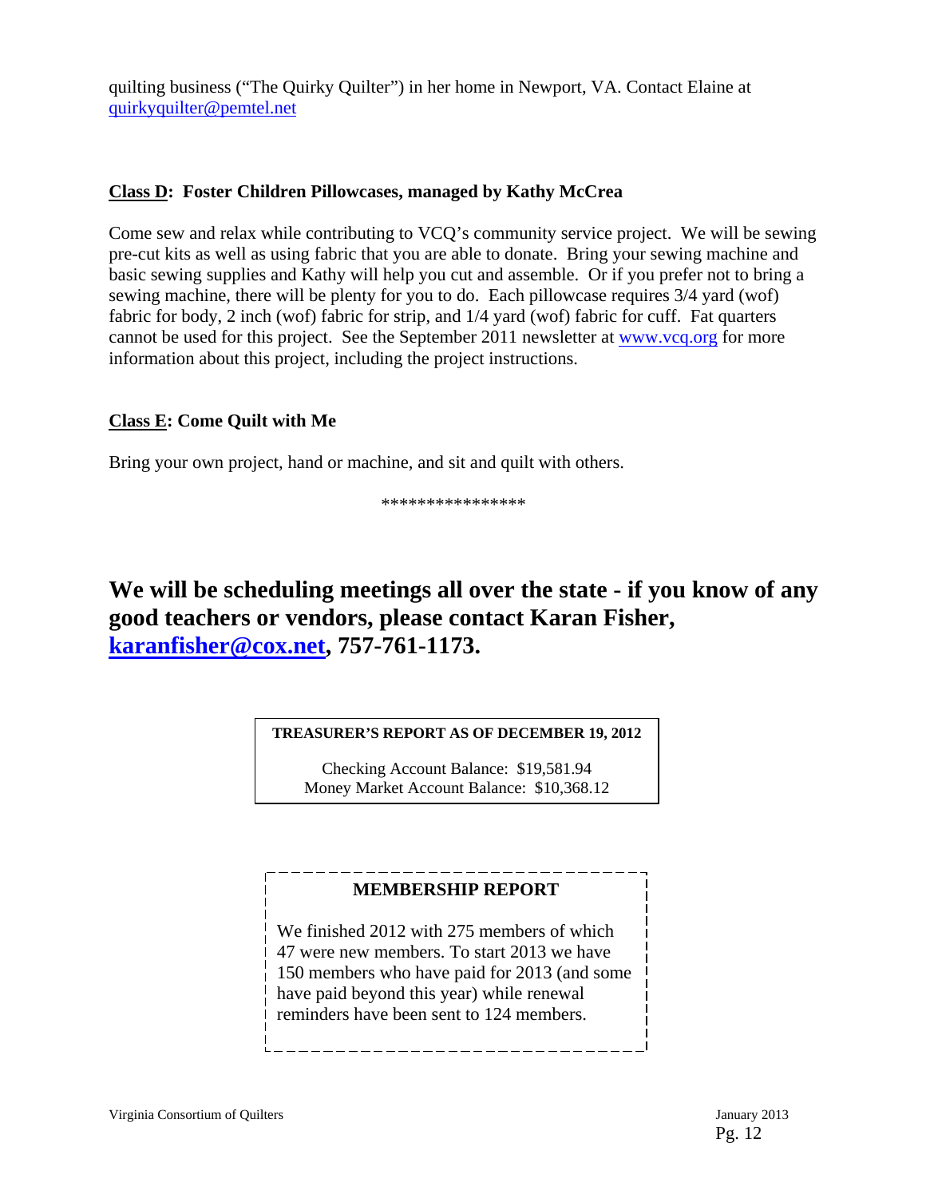quilting business ("The Quirky Quilter") in her home in Newport, VA. Contact Elaine at quirkyquilter@pemtel.net

**Class D: Foster Children Pillowcases, managed by Kathy McCrea**

Come sew and relax while contributing to VCQ's community service project. We will be sewing pre-cut kits as well as using fabric that you are able to donate. Bring your sewing machine and basic sewing supplies and Kathy will help you cut and assemble. Or if you prefer not to bring a sewing machine, there will be plenty for you to do. Each pillowcase requires 3/4 yard (wof) fabric for body, 2 inch (wof) fabric for strip, and 1/4 yard (wof) fabric for cuff. Fat quarters cannot be used for this project. See the September 2011 newsletter at www.vcq.org for more information about this project, including the project instructions.

**Class E: Come Quilt with Me**

Bring your own project, hand or machine, and sit and quilt with others.

****************

## We will be scheduling meetings all over the state - if you know of any good teachers or vendors, please contact Karan Fisher, karanfisher@cox.net, 757-761-1173.

**TREASURER'S REPORT AS OF DECEMBER 19, 2012**

Checking Account Balance: $19,581.94
Money Market Account Balance: $10,368.12

**MEMBERSHIP REPORT**

We finished 2012 with 275 members of which 47 were new members. To start 2013 we have 150 members who have paid for 2013 (and some have paid beyond this year) while renewal reminders have been sent to 124 members.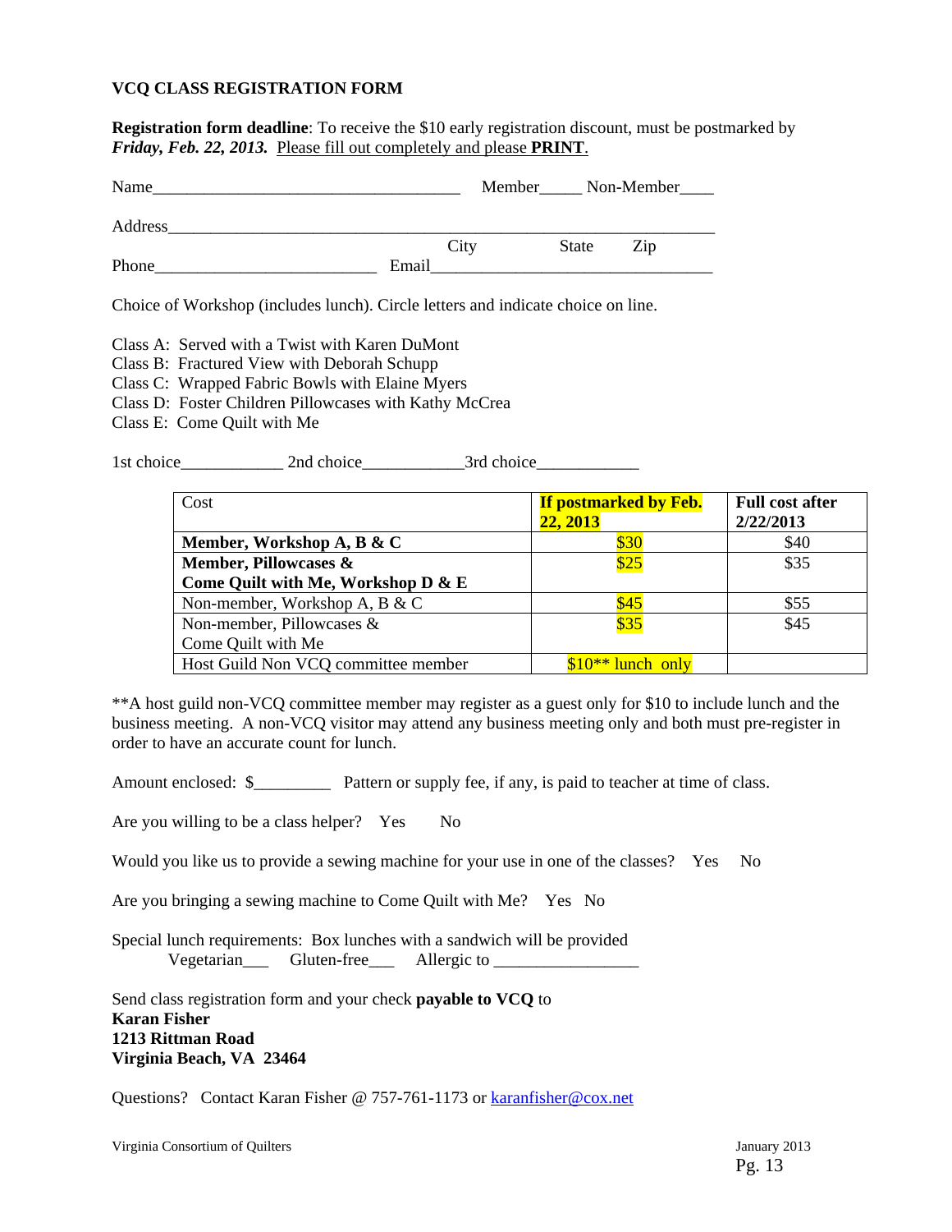**VCQ CLASS REGISTRATION FORM**

**Registration form deadline**: To receive the $10 early registration discount, must be postmarked by ***Friday, Feb. 22, 2013.*** Please fill out completely and please **PRINT**.

Name_____________________________________ Member_____ Non-Member____

Address_________________________________________________________________

City State Zip

Phone__________________________ Email__________________________________

Choice of Workshop (includes lunch). Circle letters and indicate choice on line.

Class A: Served with a Twist with Karen DuMont
Class B: Fractured View with Deborah Schupp
Class C: Wrapped Fabric Bowls with Elaine Myers
Class D: Foster Children Pillowcases with Kathy McCrea
Class E: Come Quilt with Me

1st choice____________ 2nd choice____________3rd choice____________

| Cost | **If postmarked by Feb. 22, 2013** | **Full cost after 2/22/2013** |
|---|---|---|
| **Member, Workshop A, B & C** | $30 | $40 |
| **Member, Pillowcases & Come Quilt with Me, Workshop D & E** | $25 | $35 |
| Non-member, Workshop A, B & C | $45 | $55 |
| Non-member, Pillowcases & Come Quilt with Me | $35 | $45 |
| Host Guild Non VCQ committee member | $10** lunch only | |

**A host guild non-VCQ committee member may register as a guest only for $10 to include lunch and the business meeting. A non-VCQ visitor may attend any business meeting only and both must pre-register in order to have an accurate count for lunch.

Amount enclosed: $_________ Pattern or supply fee, if any, is paid to teacher at time of class.

Are you willing to be a class helper? Yes No

Would you like us to provide a sewing machine for your use in one of the classes? Yes No

Are you bringing a sewing machine to Come Quilt with Me? Yes No

Special lunch requirements: Box lunches with a sandwich will be provided
Vegetarian___ Gluten-free___ Allergic to _________________

Send class registration form and your check **payable to VCQ** to
**Karan Fisher**
**1213 Rittman Road**
**Virginia Beach, VA 23464**

Questions? Contact Karan Fisher @ 757-761-1173 or karanfisher@cox.net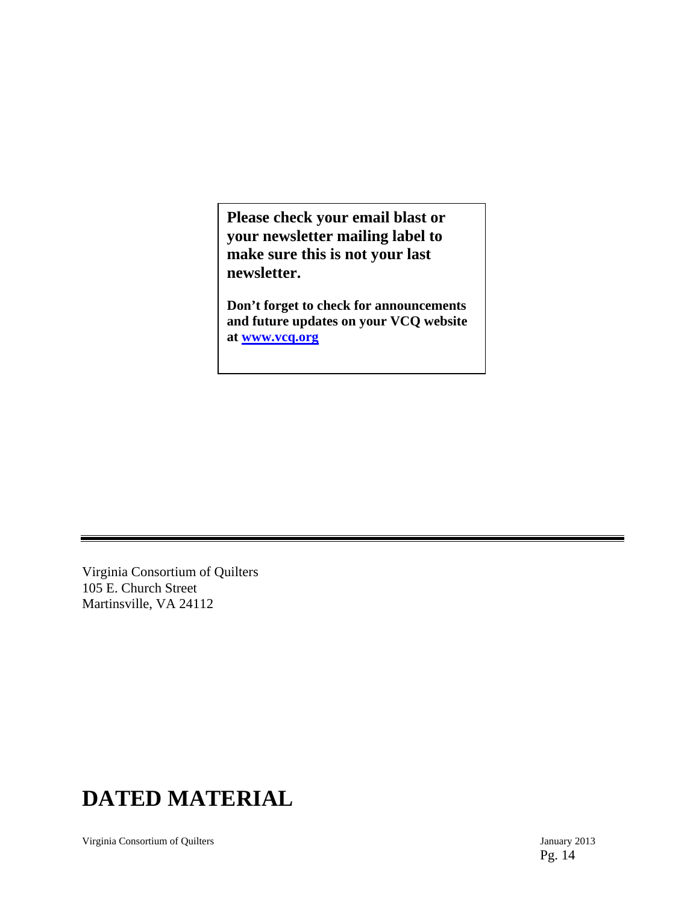**Please check your email blast or your newsletter mailing label to make sure this is not your last newsletter.**

**Don't forget to check for announcements and future updates on your VCQ website at [www.vcq.org](http://www.vcq.org)**

---

Virginia Consortium of Quilters
105 E. Church Street
Martinsville, VA 24112

# DATED MATERIAL